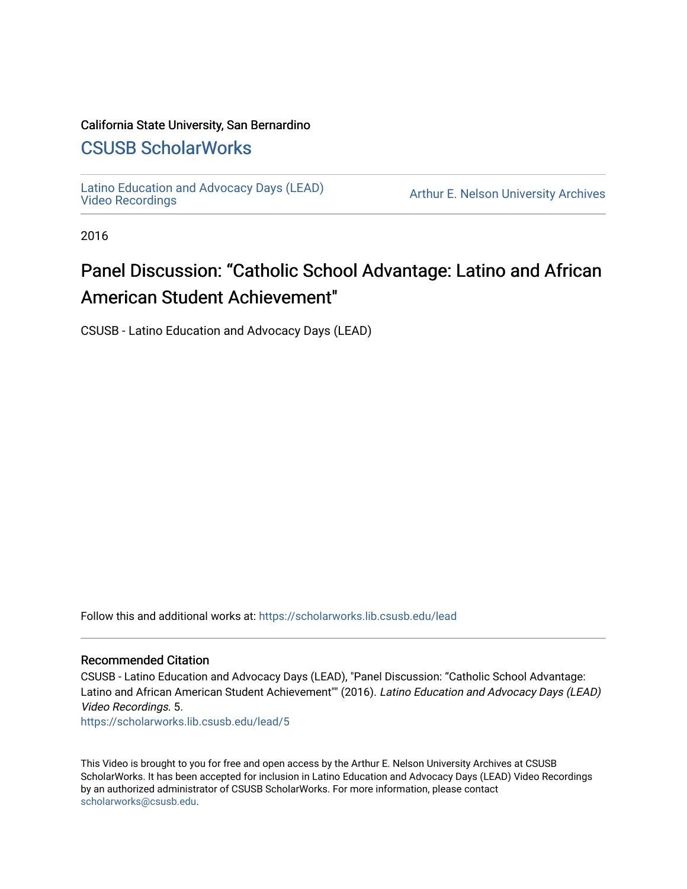California State University, San Bernardino

## CSUSB ScholarWorks

Latino Education and Advocacy Days (LEAD) Video Recordings

Arthur E. Nelson University Archives

2016

# Panel Discussion: "Catholic School Advantage: Latino and African American Student Achievement"

CSUSB - Latino Education and Advocacy Days (LEAD)

Follow this and additional works at: https://scholarworks.lib.csusb.edu/lead

### Recommended Citation

CSUSB - Latino Education and Advocacy Days (LEAD), "Panel Discussion: "Catholic School Advantage: Latino and African American Student Achievement"" (2016). *Latino Education and Advocacy Days (LEAD) Video Recordings*. 5.
https://scholarworks.lib.csusb.edu/lead/5

This Video is brought to you for free and open access by the Arthur E. Nelson University Archives at CSUSB ScholarWorks. It has been accepted for inclusion in Latino Education and Advocacy Days (LEAD) Video Recordings by an authorized administrator of CSUSB ScholarWorks. For more information, please contact scholarworks@csusb.edu.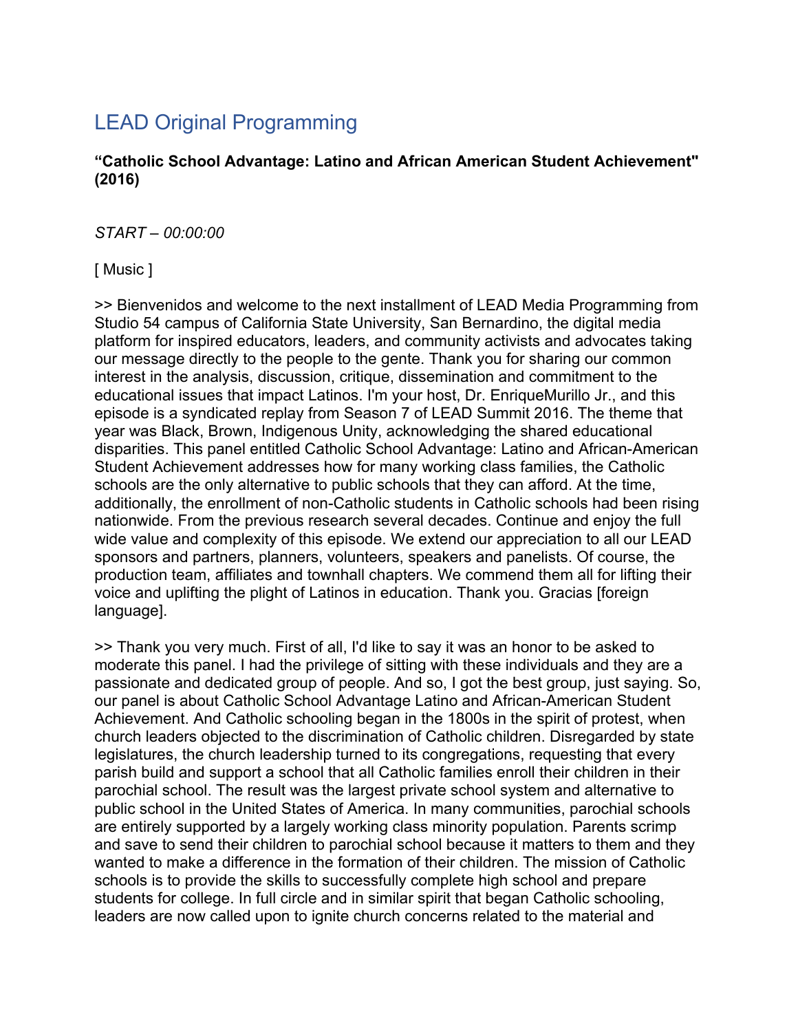# LEAD Original Programming

**"Catholic School Advantage: Latino and African American Student Achievement" (2016)**

*START – 00:00:00*

[ Music ]

>> Bienvenidos and welcome to the next installment of LEAD Media Programming from Studio 54 campus of California State University, San Bernardino, the digital media platform for inspired educators, leaders, and community activists and advocates taking our message directly to the people to the gente. Thank you for sharing our common interest in the analysis, discussion, critique, dissemination and commitment to the educational issues that impact Latinos. I'm your host, Dr. EnriqueMurillo Jr., and this episode is a syndicated replay from Season 7 of LEAD Summit 2016. The theme that year was Black, Brown, Indigenous Unity, acknowledging the shared educational disparities. This panel entitled Catholic School Advantage: Latino and African-American Student Achievement addresses how for many working class families, the Catholic schools are the only alternative to public schools that they can afford. At the time, additionally, the enrollment of non-Catholic students in Catholic schools had been rising nationwide. From the previous research several decades. Continue and enjoy the full wide value and complexity of this episode. We extend our appreciation to all our LEAD sponsors and partners, planners, volunteers, speakers and panelists. Of course, the production team, affiliates and townhall chapters. We commend them all for lifting their voice and uplifting the plight of Latinos in education. Thank you. Gracias [foreign language].

>> Thank you very much. First of all, I'd like to say it was an honor to be asked to moderate this panel. I had the privilege of sitting with these individuals and they are a passionate and dedicated group of people. And so, I got the best group, just saying. So, our panel is about Catholic School Advantage Latino and African-American Student Achievement. And Catholic schooling began in the 1800s in the spirit of protest, when church leaders objected to the discrimination of Catholic children. Disregarded by state legislatures, the church leadership turned to its congregations, requesting that every parish build and support a school that all Catholic families enroll their children in their parochial school. The result was the largest private school system and alternative to public school in the United States of America. In many communities, parochial schools are entirely supported by a largely working class minority population. Parents scrimp and save to send their children to parochial school because it matters to them and they wanted to make a difference in the formation of their children. The mission of Catholic schools is to provide the skills to successfully complete high school and prepare students for college. In full circle and in similar spirit that began Catholic schooling, leaders are now called upon to ignite church concerns related to the material and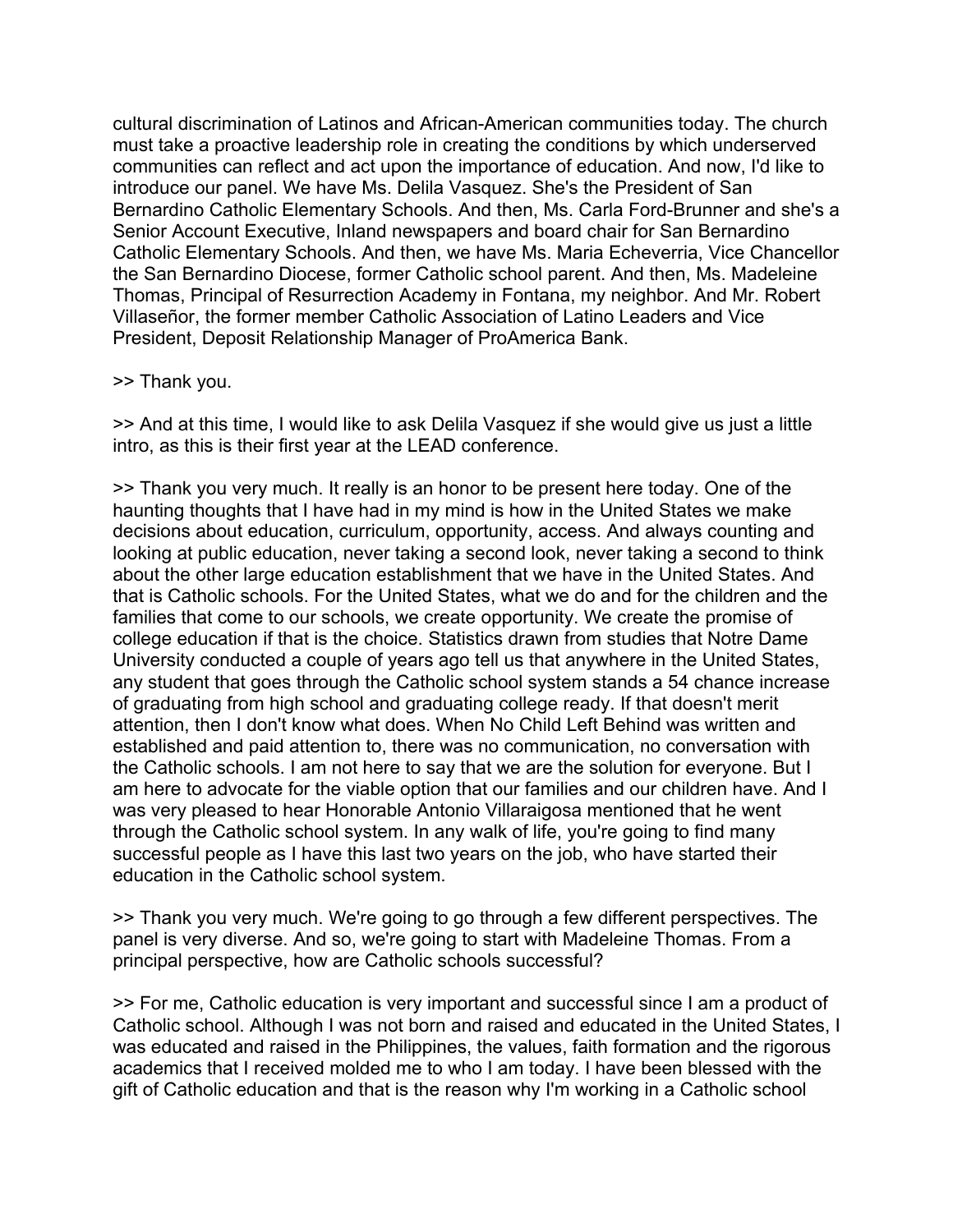cultural discrimination of Latinos and African-American communities today. The church must take a proactive leadership role in creating the conditions by which underserved communities can reflect and act upon the importance of education. And now, I'd like to introduce our panel. We have Ms. Delila Vasquez. She's the President of San Bernardino Catholic Elementary Schools. And then, Ms. Carla Ford-Brunner and she's a Senior Account Executive, Inland newspapers and board chair for San Bernardino Catholic Elementary Schools. And then, we have Ms. Maria Echeverria, Vice Chancellor the San Bernardino Diocese, former Catholic school parent. And then, Ms. Madeleine Thomas, Principal of Resurrection Academy in Fontana, my neighbor. And Mr. Robert Villaseñor, the former member Catholic Association of Latino Leaders and Vice President, Deposit Relationship Manager of ProAmerica Bank.

>> Thank you.

>> And at this time, I would like to ask Delila Vasquez if she would give us just a little intro, as this is their first year at the LEAD conference.

>> Thank you very much. It really is an honor to be present here today. One of the haunting thoughts that I have had in my mind is how in the United States we make decisions about education, curriculum, opportunity, access. And always counting and looking at public education, never taking a second look, never taking a second to think about the other large education establishment that we have in the United States. And that is Catholic schools. For the United States, what we do and for the children and the families that come to our schools, we create opportunity. We create the promise of college education if that is the choice. Statistics drawn from studies that Notre Dame University conducted a couple of years ago tell us that anywhere in the United States, any student that goes through the Catholic school system stands a 54 chance increase of graduating from high school and graduating college ready. If that doesn't merit attention, then I don't know what does. When No Child Left Behind was written and established and paid attention to, there was no communication, no conversation with the Catholic schools. I am not here to say that we are the solution for everyone. But I am here to advocate for the viable option that our families and our children have. And I was very pleased to hear Honorable Antonio Villaraigosa mentioned that he went through the Catholic school system. In any walk of life, you're going to find many successful people as I have this last two years on the job, who have started their education in the Catholic school system.

>> Thank you very much. We're going to go through a few different perspectives. The panel is very diverse. And so, we're going to start with Madeleine Thomas. From a principal perspective, how are Catholic schools successful?

>> For me, Catholic education is very important and successful since I am a product of Catholic school. Although I was not born and raised and educated in the United States, I was educated and raised in the Philippines, the values, faith formation and the rigorous academics that I received molded me to who I am today. I have been blessed with the gift of Catholic education and that is the reason why I'm working in a Catholic school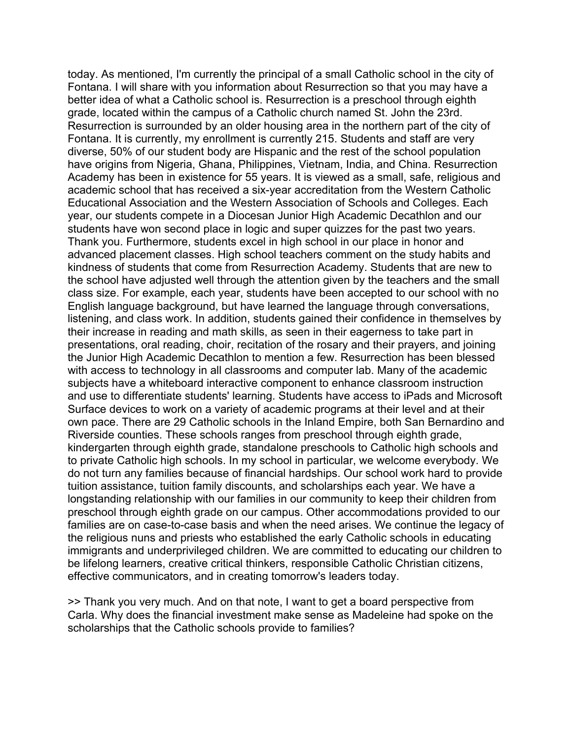today. As mentioned, I'm currently the principal of a small Catholic school in the city of Fontana. I will share with you information about Resurrection so that you may have a better idea of what a Catholic school is. Resurrection is a preschool through eighth grade, located within the campus of a Catholic church named St. John the 23rd. Resurrection is surrounded by an older housing area in the northern part of the city of Fontana. It is currently, my enrollment is currently 215. Students and staff are very diverse, 50% of our student body are Hispanic and the rest of the school population have origins from Nigeria, Ghana, Philippines, Vietnam, India, and China. Resurrection Academy has been in existence for 55 years. It is viewed as a small, safe, religious and academic school that has received a six-year accreditation from the Western Catholic Educational Association and the Western Association of Schools and Colleges. Each year, our students compete in a Diocesan Junior High Academic Decathlon and our students have won second place in logic and super quizzes for the past two years. Thank you. Furthermore, students excel in high school in our place in honor and advanced placement classes. High school teachers comment on the study habits and kindness of students that come from Resurrection Academy. Students that are new to the school have adjusted well through the attention given by the teachers and the small class size. For example, each year, students have been accepted to our school with no English language background, but have learned the language through conversations, listening, and class work. In addition, students gained their confidence in themselves by their increase in reading and math skills, as seen in their eagerness to take part in presentations, oral reading, choir, recitation of the rosary and their prayers, and joining the Junior High Academic Decathlon to mention a few. Resurrection has been blessed with access to technology in all classrooms and computer lab. Many of the academic subjects have a whiteboard interactive component to enhance classroom instruction and use to differentiate students' learning. Students have access to iPads and Microsoft Surface devices to work on a variety of academic programs at their level and at their own pace. There are 29 Catholic schools in the Inland Empire, both San Bernardino and Riverside counties. These schools ranges from preschool through eighth grade, kindergarten through eighth grade, standalone preschools to Catholic high schools and to private Catholic high schools. In my school in particular, we welcome everybody. We do not turn any families because of financial hardships. Our school work hard to provide tuition assistance, tuition family discounts, and scholarships each year. We have a longstanding relationship with our families in our community to keep their children from preschool through eighth grade on our campus. Other accommodations provided to our families are on case-to-case basis and when the need arises. We continue the legacy of the religious nuns and priests who established the early Catholic schools in educating immigrants and underprivileged children. We are committed to educating our children to be lifelong learners, creative critical thinkers, responsible Catholic Christian citizens, effective communicators, and in creating tomorrow's leaders today.

>> Thank you very much. And on that note, I want to get a board perspective from Carla. Why does the financial investment make sense as Madeleine had spoke on the scholarships that the Catholic schools provide to families?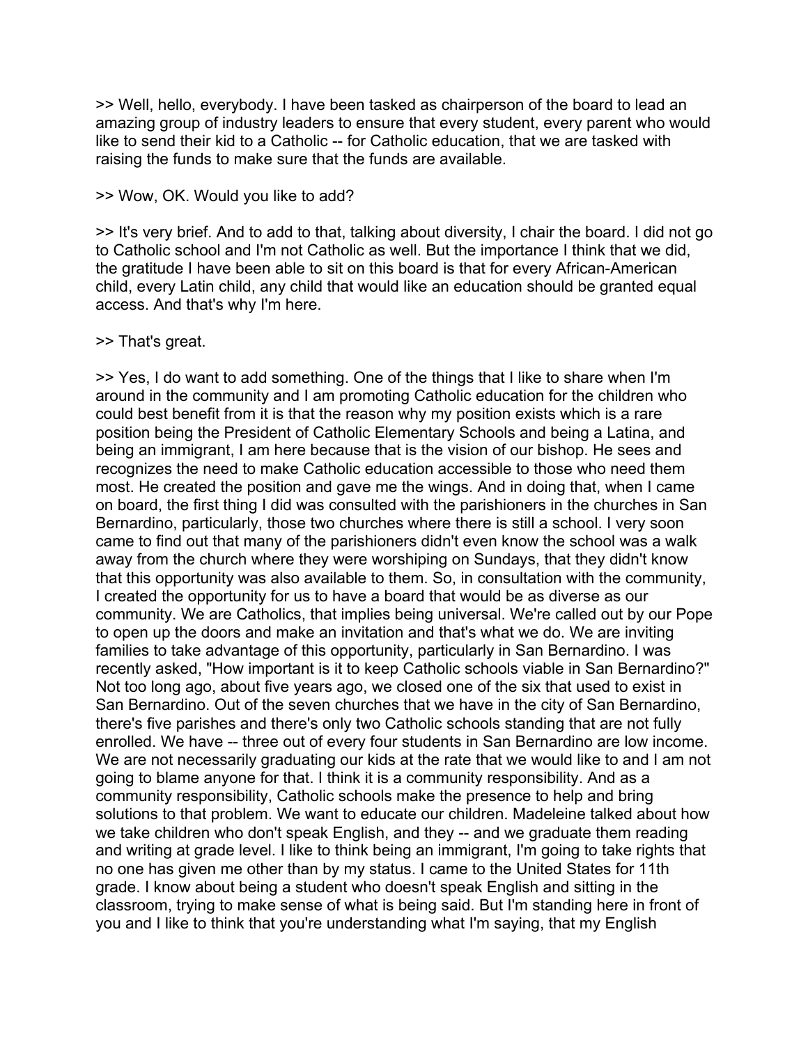>> Well, hello, everybody. I have been tasked as chairperson of the board to lead an amazing group of industry leaders to ensure that every student, every parent who would like to send their kid to a Catholic -- for Catholic education, that we are tasked with raising the funds to make sure that the funds are available.

>> Wow, OK. Would you like to add?

>> It's very brief. And to add to that, talking about diversity, I chair the board. I did not go to Catholic school and I'm not Catholic as well. But the importance I think that we did, the gratitude I have been able to sit on this board is that for every African-American child, every Latin child, any child that would like an education should be granted equal access. And that's why I'm here.

>> That's great.

>> Yes, I do want to add something. One of the things that I like to share when I'm around in the community and I am promoting Catholic education for the children who could best benefit from it is that the reason why my position exists which is a rare position being the President of Catholic Elementary Schools and being a Latina, and being an immigrant, I am here because that is the vision of our bishop. He sees and recognizes the need to make Catholic education accessible to those who need them most. He created the position and gave me the wings. And in doing that, when I came on board, the first thing I did was consulted with the parishioners in the churches in San Bernardino, particularly, those two churches where there is still a school. I very soon came to find out that many of the parishioners didn't even know the school was a walk away from the church where they were worshiping on Sundays, that they didn't know that this opportunity was also available to them. So, in consultation with the community, I created the opportunity for us to have a board that would be as diverse as our community. We are Catholics, that implies being universal. We're called out by our Pope to open up the doors and make an invitation and that's what we do. We are inviting families to take advantage of this opportunity, particularly in San Bernardino. I was recently asked, "How important is it to keep Catholic schools viable in San Bernardino?" Not too long ago, about five years ago, we closed one of the six that used to exist in San Bernardino. Out of the seven churches that we have in the city of San Bernardino, there's five parishes and there's only two Catholic schools standing that are not fully enrolled. We have -- three out of every four students in San Bernardino are low income. We are not necessarily graduating our kids at the rate that we would like to and I am not going to blame anyone for that. I think it is a community responsibility. And as a community responsibility, Catholic schools make the presence to help and bring solutions to that problem. We want to educate our children. Madeleine talked about how we take children who don't speak English, and they -- and we graduate them reading and writing at grade level. I like to think being an immigrant, I'm going to take rights that no one has given me other than by my status. I came to the United States for 11th grade. I know about being a student who doesn't speak English and sitting in the classroom, trying to make sense of what is being said. But I'm standing here in front of you and I like to think that you're understanding what I'm saying, that my English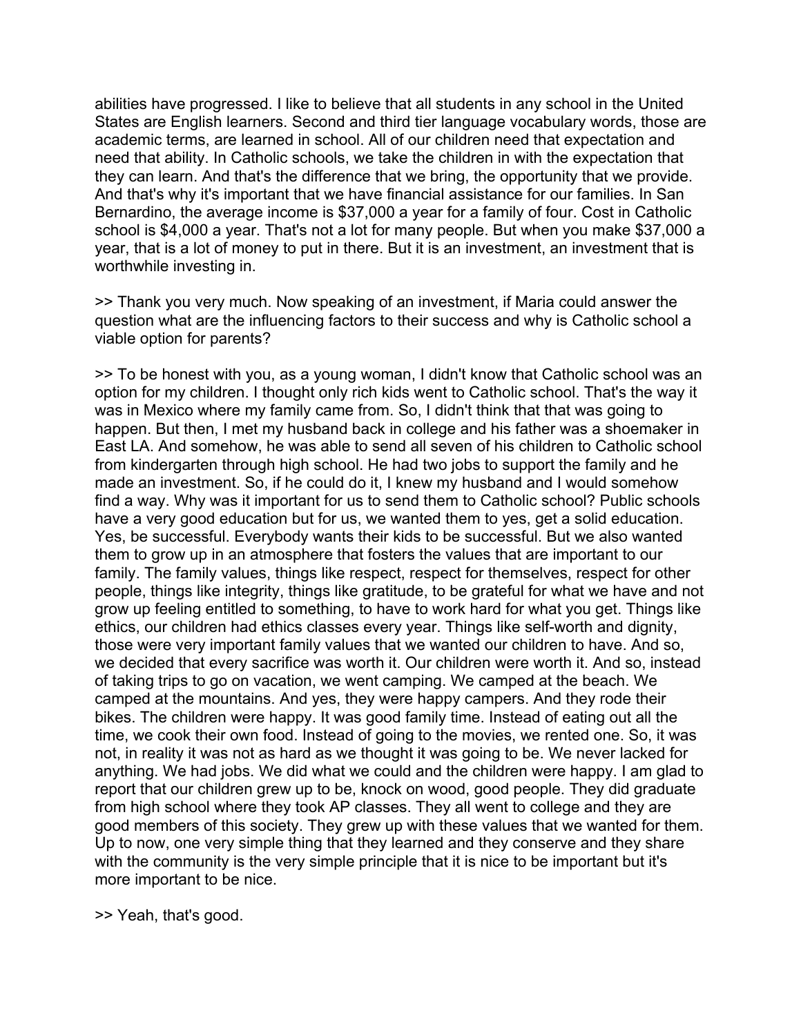abilities have progressed. I like to believe that all students in any school in the United States are English learners. Second and third tier language vocabulary words, those are academic terms, are learned in school. All of our children need that expectation and need that ability. In Catholic schools, we take the children in with the expectation that they can learn. And that's the difference that we bring, the opportunity that we provide. And that's why it's important that we have financial assistance for our families. In San Bernardino, the average income is $37,000 a year for a family of four. Cost in Catholic school is $4,000 a year. That's not a lot for many people. But when you make $37,000 a year, that is a lot of money to put in there. But it is an investment, an investment that is worthwhile investing in.

>> Thank you very much. Now speaking of an investment, if Maria could answer the question what are the influencing factors to their success and why is Catholic school a viable option for parents?

>> To be honest with you, as a young woman, I didn't know that Catholic school was an option for my children. I thought only rich kids went to Catholic school. That's the way it was in Mexico where my family came from. So, I didn't think that that was going to happen. But then, I met my husband back in college and his father was a shoemaker in East LA. And somehow, he was able to send all seven of his children to Catholic school from kindergarten through high school. He had two jobs to support the family and he made an investment. So, if he could do it, I knew my husband and I would somehow find a way. Why was it important for us to send them to Catholic school? Public schools have a very good education but for us, we wanted them to yes, get a solid education. Yes, be successful. Everybody wants their kids to be successful. But we also wanted them to grow up in an atmosphere that fosters the values that are important to our family. The family values, things like respect, respect for themselves, respect for other people, things like integrity, things like gratitude, to be grateful for what we have and not grow up feeling entitled to something, to have to work hard for what you get. Things like ethics, our children had ethics classes every year. Things like self-worth and dignity, those were very important family values that we wanted our children to have. And so, we decided that every sacrifice was worth it. Our children were worth it. And so, instead of taking trips to go on vacation, we went camping. We camped at the beach. We camped at the mountains. And yes, they were happy campers. And they rode their bikes. The children were happy. It was good family time. Instead of eating out all the time, we cook their own food. Instead of going to the movies, we rented one. So, it was not, in reality it was not as hard as we thought it was going to be. We never lacked for anything. We had jobs. We did what we could and the children were happy. I am glad to report that our children grew up to be, knock on wood, good people. They did graduate from high school where they took AP classes. They all went to college and they are good members of this society. They grew up with these values that we wanted for them. Up to now, one very simple thing that they learned and they conserve and they share with the community is the very simple principle that it is nice to be important but it's more important to be nice.

>> Yeah, that's good.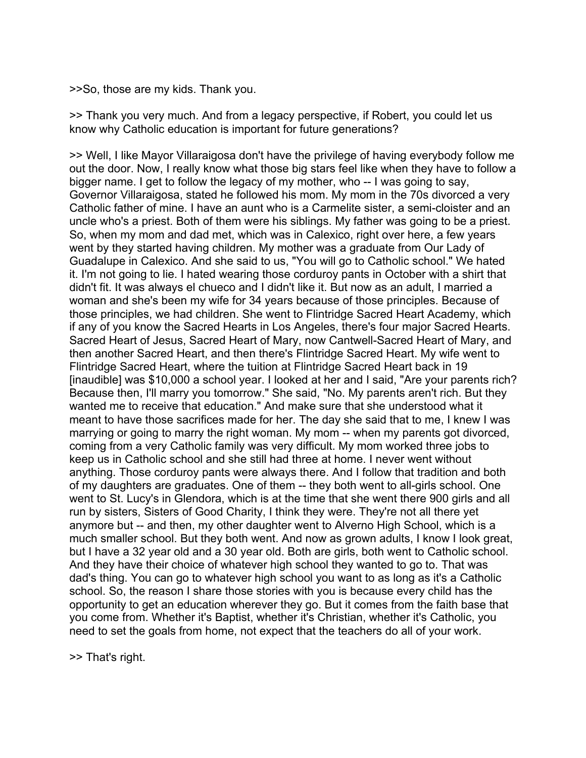>>So, those are my kids. Thank you.

>> Thank you very much. And from a legacy perspective, if Robert, you could let us know why Catholic education is important for future generations?

>> Well, I like Mayor Villaraigosa don't have the privilege of having everybody follow me out the door. Now, I really know what those big stars feel like when they have to follow a bigger name. I get to follow the legacy of my mother, who -- I was going to say, Governor Villaraigosa, stated he followed his mom. My mom in the 70s divorced a very Catholic father of mine. I have an aunt who is a Carmelite sister, a semi-cloister and an uncle who's a priest. Both of them were his siblings. My father was going to be a priest. So, when my mom and dad met, which was in Calexico, right over here, a few years went by they started having children. My mother was a graduate from Our Lady of Guadalupe in Calexico. And she said to us, "You will go to Catholic school." We hated it. I'm not going to lie. I hated wearing those corduroy pants in October with a shirt that didn't fit. It was always el chueco and I didn't like it. But now as an adult, I married a woman and she's been my wife for 34 years because of those principles. Because of those principles, we had children. She went to Flintridge Sacred Heart Academy, which if any of you know the Sacred Hearts in Los Angeles, there's four major Sacred Hearts. Sacred Heart of Jesus, Sacred Heart of Mary, now Cantwell-Sacred Heart of Mary, and then another Sacred Heart, and then there's Flintridge Sacred Heart. My wife went to Flintridge Sacred Heart, where the tuition at Flintridge Sacred Heart back in 19 [inaudible] was $10,000 a school year. I looked at her and I said, "Are your parents rich? Because then, I'll marry you tomorrow." She said, "No. My parents aren't rich. But they wanted me to receive that education." And make sure that she understood what it meant to have those sacrifices made for her. The day she said that to me, I knew I was marrying or going to marry the right woman. My mom -- when my parents got divorced, coming from a very Catholic family was very difficult. My mom worked three jobs to keep us in Catholic school and she still had three at home. I never went without anything. Those corduroy pants were always there. And I follow that tradition and both of my daughters are graduates. One of them -- they both went to all-girls school. One went to St. Lucy's in Glendora, which is at the time that she went there 900 girls and all run by sisters, Sisters of Good Charity, I think they were. They're not all there yet anymore but -- and then, my other daughter went to Alverno High School, which is a much smaller school. But they both went. And now as grown adults, I know I look great, but I have a 32 year old and a 30 year old. Both are girls, both went to Catholic school. And they have their choice of whatever high school they wanted to go to. That was dad's thing. You can go to whatever high school you want to as long as it's a Catholic school. So, the reason I share those stories with you is because every child has the opportunity to get an education wherever they go. But it comes from the faith base that you come from. Whether it's Baptist, whether it's Christian, whether it's Catholic, you need to set the goals from home, not expect that the teachers do all of your work.

>> That's right.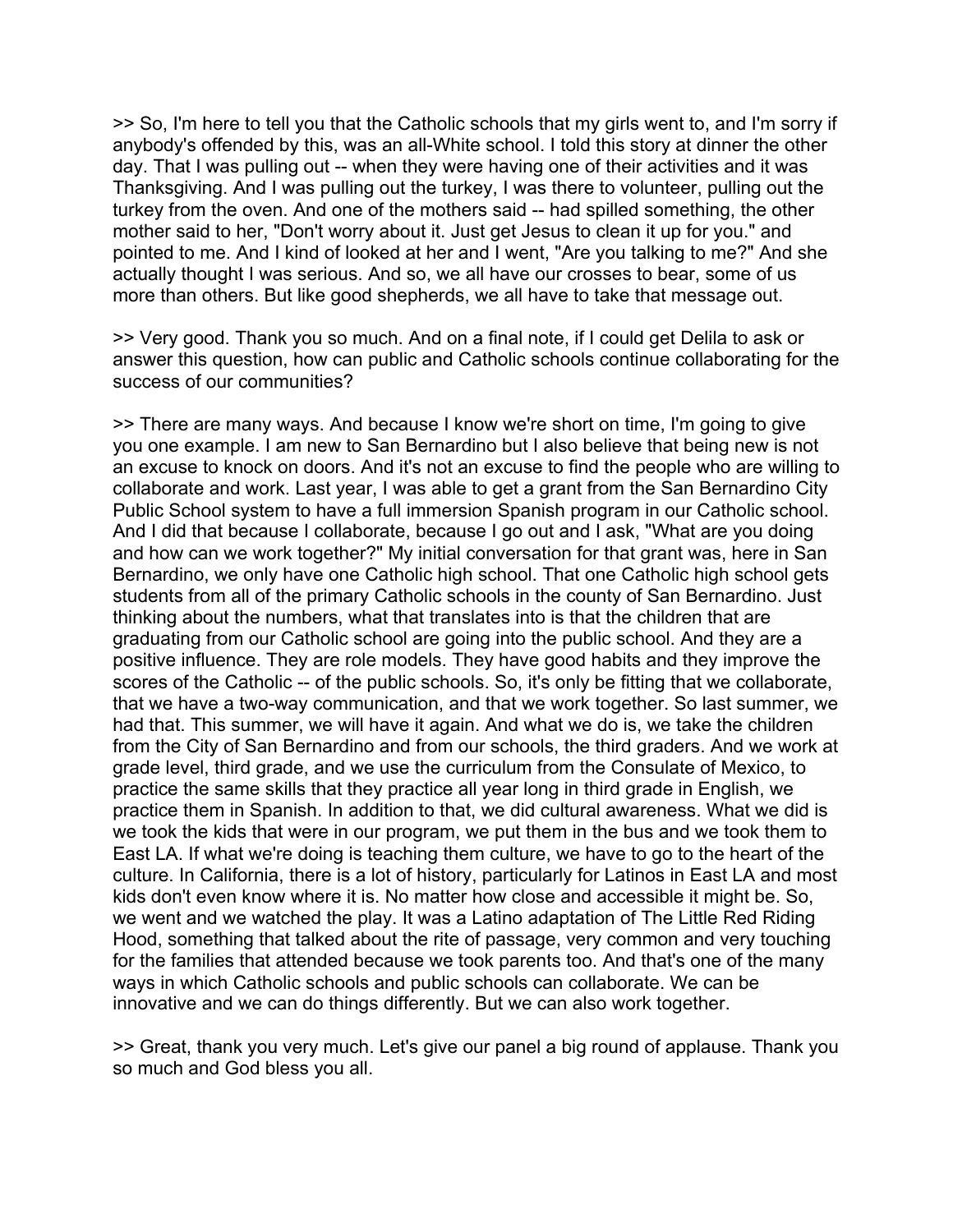>> So, I'm here to tell you that the Catholic schools that my girls went to, and I'm sorry if anybody's offended by this, was an all-White school. I told this story at dinner the other day. That I was pulling out -- when they were having one of their activities and it was Thanksgiving. And I was pulling out the turkey, I was there to volunteer, pulling out the turkey from the oven. And one of the mothers said -- had spilled something, the other mother said to her, "Don't worry about it. Just get Jesus to clean it up for you." and pointed to me. And I kind of looked at her and I went, "Are you talking to me?" And she actually thought I was serious. And so, we all have our crosses to bear, some of us more than others. But like good shepherds, we all have to take that message out.

>> Very good. Thank you so much. And on a final note, if I could get Delila to ask or answer this question, how can public and Catholic schools continue collaborating for the success of our communities?

>> There are many ways. And because I know we're short on time, I'm going to give you one example. I am new to San Bernardino but I also believe that being new is not an excuse to knock on doors. And it's not an excuse to find the people who are willing to collaborate and work. Last year, I was able to get a grant from the San Bernardino City Public School system to have a full immersion Spanish program in our Catholic school. And I did that because I collaborate, because I go out and I ask, "What are you doing and how can we work together?" My initial conversation for that grant was, here in San Bernardino, we only have one Catholic high school. That one Catholic high school gets students from all of the primary Catholic schools in the county of San Bernardino. Just thinking about the numbers, what that translates into is that the children that are graduating from our Catholic school are going into the public school. And they are a positive influence. They are role models. They have good habits and they improve the scores of the Catholic -- of the public schools. So, it's only be fitting that we collaborate, that we have a two-way communication, and that we work together. So last summer, we had that. This summer, we will have it again. And what we do is, we take the children from the City of San Bernardino and from our schools, the third graders. And we work at grade level, third grade, and we use the curriculum from the Consulate of Mexico, to practice the same skills that they practice all year long in third grade in English, we practice them in Spanish. In addition to that, we did cultural awareness. What we did is we took the kids that were in our program, we put them in the bus and we took them to East LA. If what we're doing is teaching them culture, we have to go to the heart of the culture. In California, there is a lot of history, particularly for Latinos in East LA and most kids don't even know where it is. No matter how close and accessible it might be. So, we went and we watched the play. It was a Latino adaptation of The Little Red Riding Hood, something that talked about the rite of passage, very common and very touching for the families that attended because we took parents too. And that's one of the many ways in which Catholic schools and public schools can collaborate. We can be innovative and we can do things differently. But we can also work together.

>> Great, thank you very much. Let's give our panel a big round of applause. Thank you so much and God bless you all.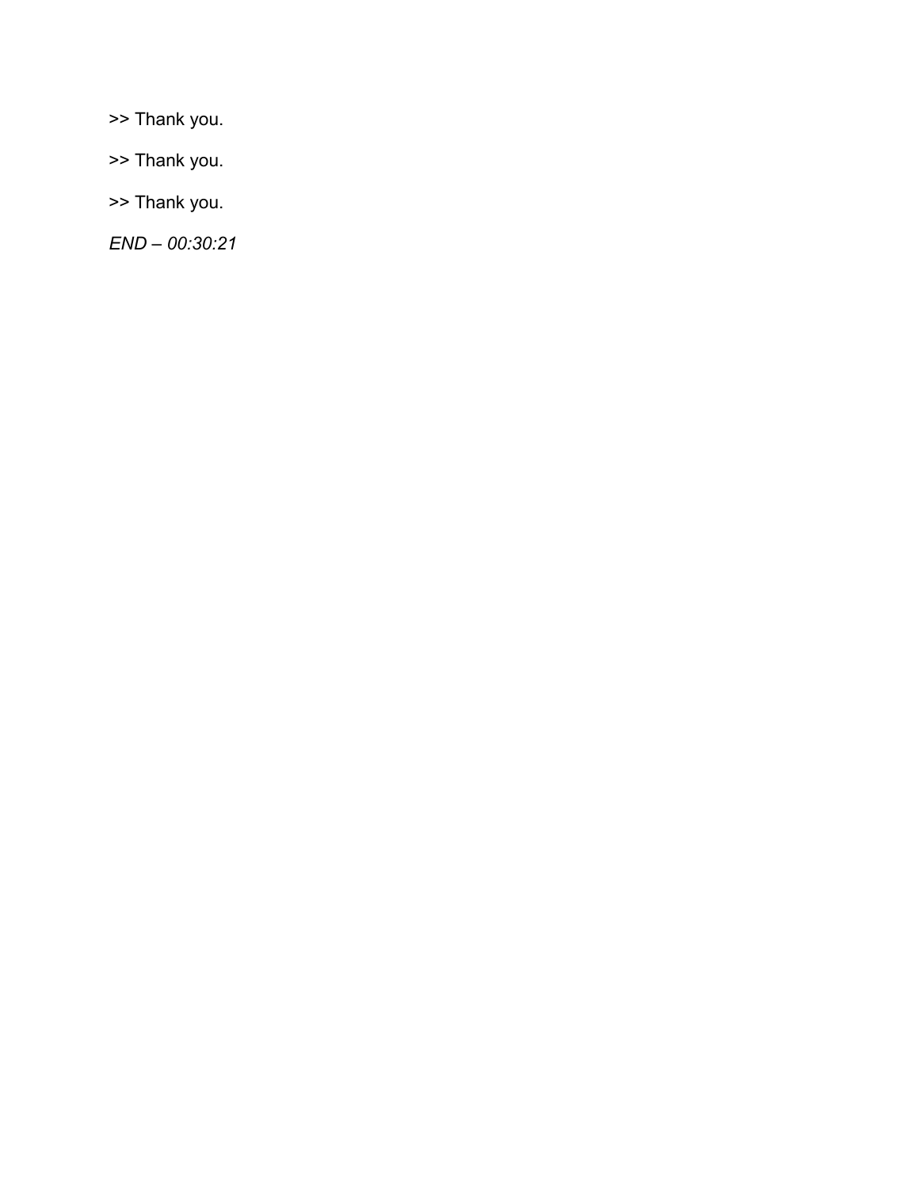>> Thank you.

>> Thank you.

>> Thank you.

*END – 00:30:21*